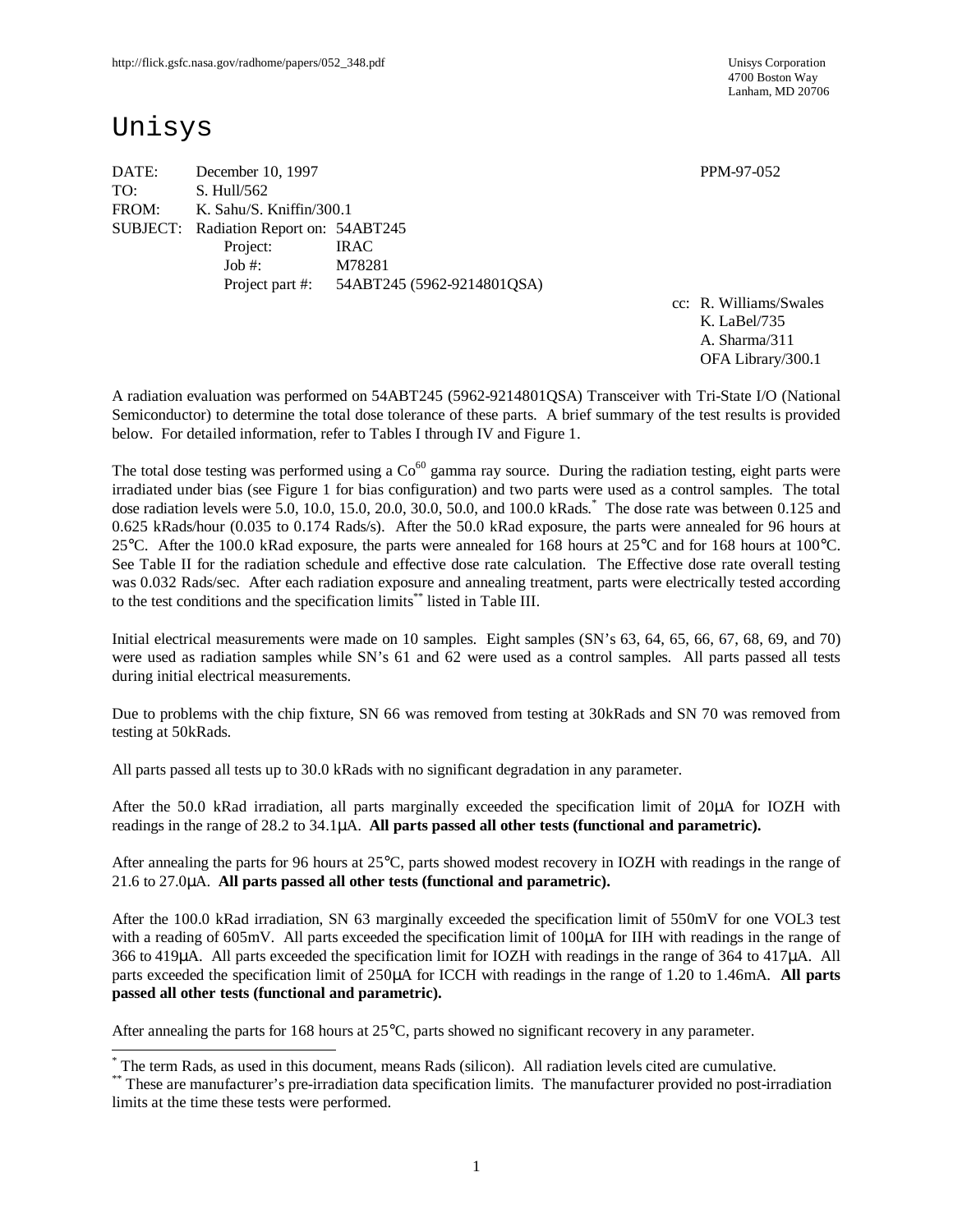http://flick.gsfc.nasa.gov/radhome/papers/052_348.pdf

Unisys Corporation
4700 Boston Way
Lanham, MD 20706

# Unisys

DATE: December 10, 1997 PPM-97-052
TO: S. Hull/562
FROM: K. Sahu/S. Kniffin/300.1
SUBJECT: Radiation Report on: 54ABT245
Project: IRAC
Job #: M78281
Project part #: 54ABT245 (5962-9214801QSA)

cc: R. Williams/Swales
K. LaBel/735
A. Sharma/311
OFA Library/300.1

A radiation evaluation was performed on 54ABT245 (5962-9214801QSA) Transceiver with Tri-State I/O (National Semiconductor) to determine the total dose tolerance of these parts. A brief summary of the test results is provided below. For detailed information, refer to Tables I through IV and Figure 1.

The total dose testing was performed using a $Co^{60}$ gamma ray source. During the radiation testing, eight parts were irradiated under bias (see Figure 1 for bias configuration) and two parts were used as a control samples. The total dose radiation levels were 5.0, 10.0, 15.0, 20.0, 30.0, 50.0, and 100.0 kRads.* The dose rate was between 0.125 and 0.625 kRads/hour (0.035 to 0.174 Rads/s). After the 50.0 kRad exposure, the parts were annealed for 96 hours at 25°C. After the 100.0 kRad exposure, the parts were annealed for 168 hours at 25°C and for 168 hours at 100°C. See Table II for the radiation schedule and effective dose rate calculation. The Effective dose rate overall testing was 0.032 Rads/sec. After each radiation exposure and annealing treatment, parts were electrically tested according to the test conditions and the specification limits** listed in Table III.

Initial electrical measurements were made on 10 samples. Eight samples (SN's 63, 64, 65, 66, 67, 68, 69, and 70) were used as radiation samples while SN's 61 and 62 were used as a control samples. All parts passed all tests during initial electrical measurements.

Due to problems with the chip fixture, SN 66 was removed from testing at 30kRads and SN 70 was removed from testing at 50kRads.

All parts passed all tests up to 30.0 kRads with no significant degradation in any parameter.

After the 50.0 kRad irradiation, all parts marginally exceeded the specification limit of 20µA for IOZH with readings in the range of 28.2 to 34.1µA. **All parts passed all other tests (functional and parametric).**

After annealing the parts for 96 hours at 25°C, parts showed modest recovery in IOZH with readings in the range of 21.6 to 27.0µA. **All parts passed all other tests (functional and parametric).**

After the 100.0 kRad irradiation, SN 63 marginally exceeded the specification limit of 550mV for one VOL3 test with a reading of 605mV. All parts exceeded the specification limit of 100µA for IIH with readings in the range of 366 to 419µA. All parts exceeded the specification limit for IOZH with readings in the range of 364 to 417µA. All parts exceeded the specification limit of 250µA for ICCH with readings in the range of 1.20 to 1.46mA. **All parts passed all other tests (functional and parametric).**

After annealing the parts for 168 hours at 25°C, parts showed no significant recovery in any parameter.

* The term Rads, as used in this document, means Rads (silicon). All radiation levels cited are cumulative.

** These are manufacturer's pre-irradiation data specification limits. The manufacturer provided no post-irradiation limits at the time these tests were performed.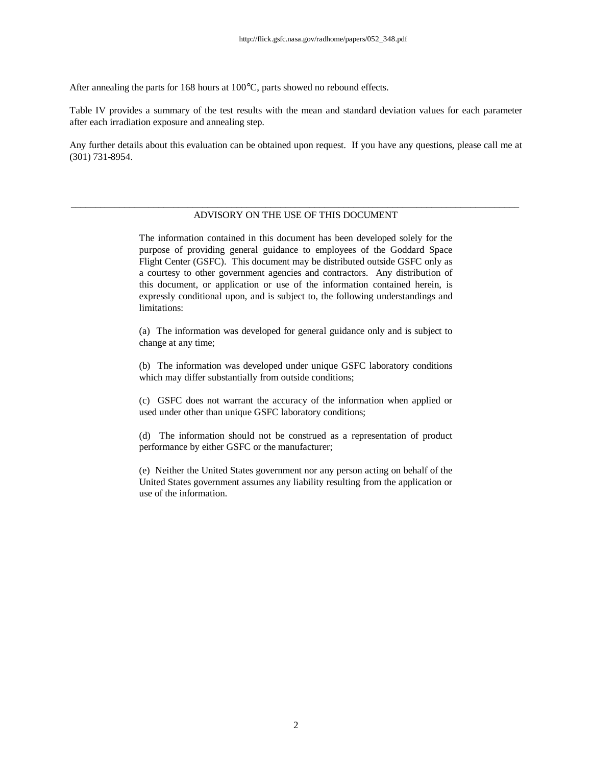After annealing the parts for 168 hours at 100°C, parts showed no rebound effects.

Table IV provides a summary of the test results with the mean and standard deviation values for each parameter after each irradiation exposure and annealing step.

Any further details about this evaluation can be obtained upon request. If you have any questions, please call me at (301) 731-8954.

---

## ADVISORY ON THE USE OF THIS DOCUMENT

The information contained in this document has been developed solely for the purpose of providing general guidance to employees of the Goddard Space Flight Center (GSFC). This document may be distributed outside GSFC only as a courtesy to other government agencies and contractors. Any distribution of this document, or application or use of the information contained herein, is expressly conditional upon, and is subject to, the following understandings and limitations:

(a) The information was developed for general guidance only and is subject to change at any time;

(b) The information was developed under unique GSFC laboratory conditions which may differ substantially from outside conditions;

(c) GSFC does not warrant the accuracy of the information when applied or used under other than unique GSFC laboratory conditions;

(d) The information should not be construed as a representation of product performance by either GSFC or the manufacturer;

(e) Neither the United States government nor any person acting on behalf of the United States government assumes any liability resulting from the application or use of the information.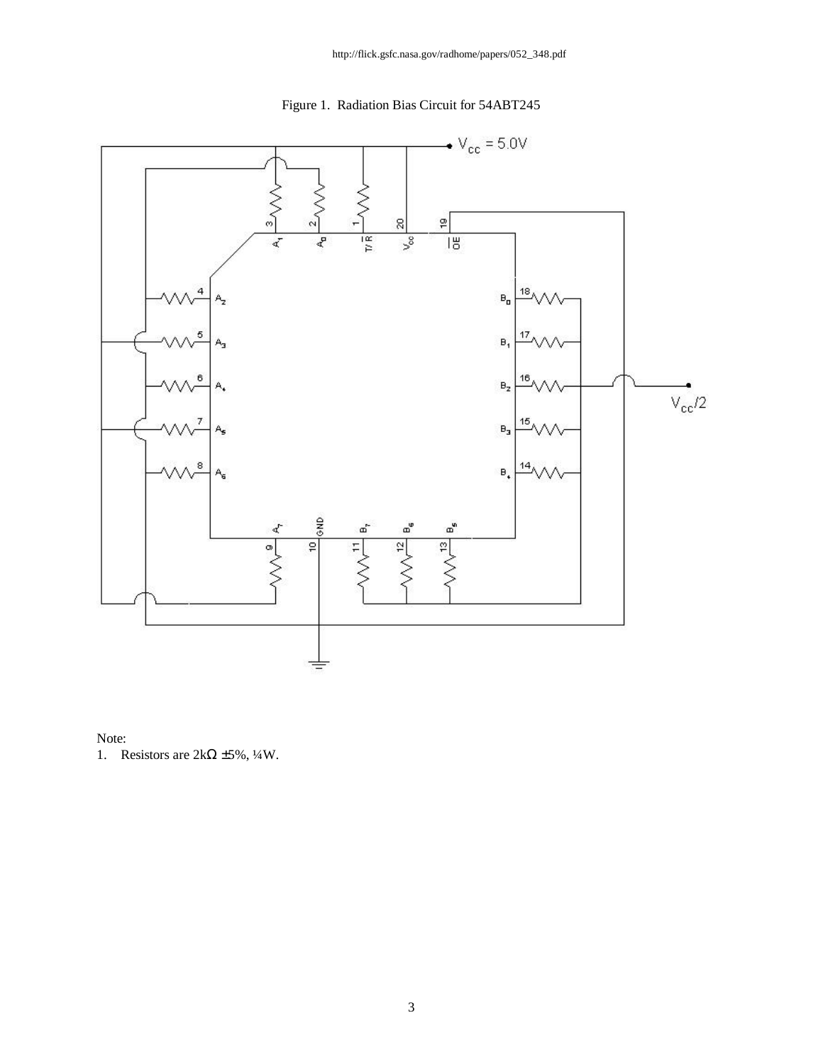http://flick.gsfc.nasa.gov/radhome/papers/052_348.pdf

Figure 1. Radiation Bias Circuit for 54ABT245

Note:
1. Resistors are 2kΩ ±5%, ¼W.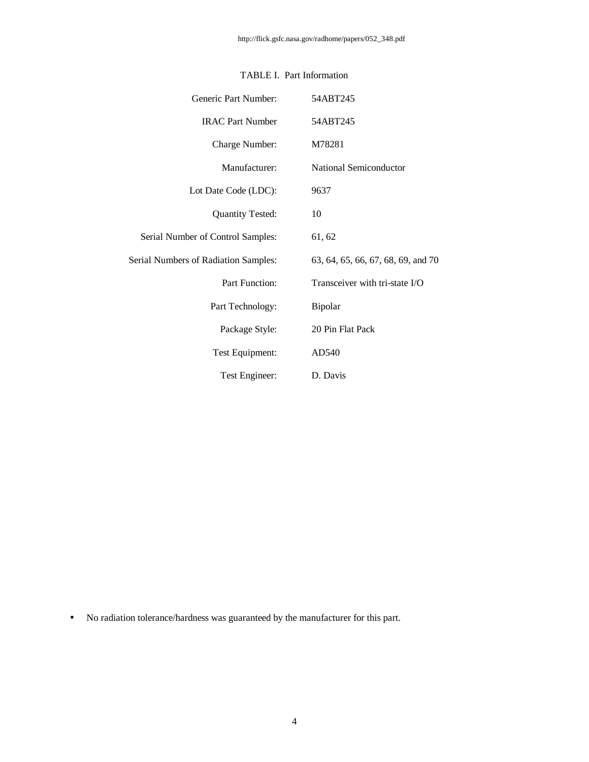TABLE I.  Part Information

| | |
|---|---|
| Generic Part Number: | 54ABT245 |
| IRAC Part Number | 54ABT245 |
| Charge Number: | M78281 |
| Manufacturer: | National Semiconductor |
| Lot Date Code (LDC): | 9637 |
| Quantity Tested: | 10 |
| Serial Number of Control Samples: | 61, 62 |
| Serial Numbers of Radiation Samples: | 63, 64, 65, 66, 67, 68, 69, and 70 |
| Part Function: | Transceiver with tri-state I/O |
| Part Technology: | Bipolar |
| Package Style: | 20 Pin Flat Pack |
| Test Equipment: | AD540 |
| Test Engineer: | D. Davis |

- No radiation tolerance/hardness was guaranteed by the manufacturer for this part.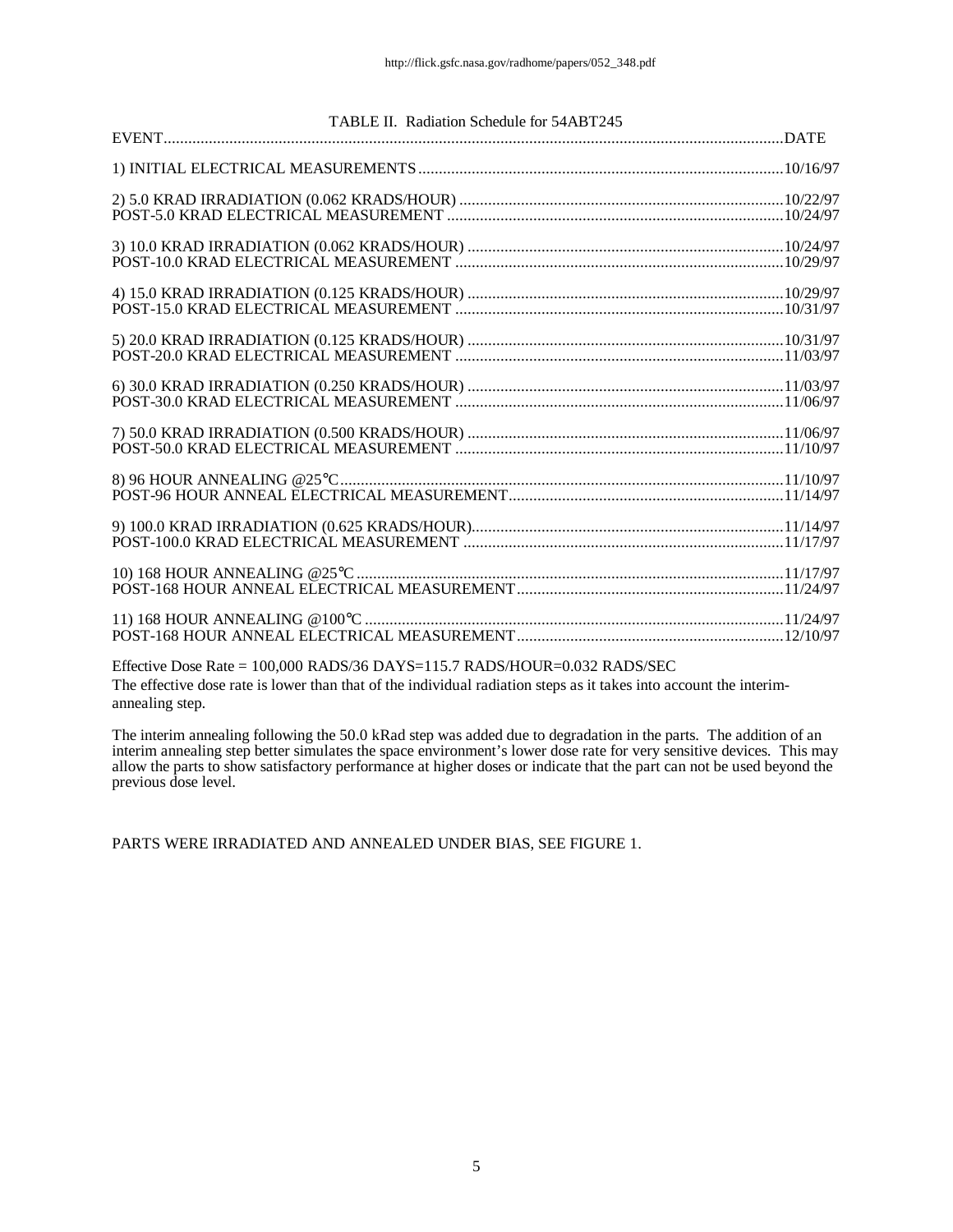TABLE II. Radiation Schedule for 54ABT245

| EVENT | DATE |
|---|---|
| 1) INITIAL ELECTRICAL MEASUREMENTS | 10/16/97 |
| 2) 5.0 KRAD IRRADIATION (0.062 KRADS/HOUR) | 10/22/97 |
| POST-5.0 KRAD ELECTRICAL MEASUREMENT | 10/24/97 |
| 3) 10.0 KRAD IRRADIATION (0.062 KRADS/HOUR) | 10/24/97 |
| POST-10.0 KRAD ELECTRICAL MEASUREMENT | 10/29/97 |
| 4) 15.0 KRAD IRRADIATION (0.125 KRADS/HOUR) | 10/29/97 |
| POST-15.0 KRAD ELECTRICAL MEASUREMENT | 10/31/97 |
| 5) 20.0 KRAD IRRADIATION (0.125 KRADS/HOUR) | 10/31/97 |
| POST-20.0 KRAD ELECTRICAL MEASUREMENT | 11/03/97 |
| 6) 30.0 KRAD IRRADIATION (0.250 KRADS/HOUR) | 11/03/97 |
| POST-30.0 KRAD ELECTRICAL MEASUREMENT | 11/06/97 |
| 7) 50.0 KRAD IRRADIATION (0.500 KRADS/HOUR) | 11/06/97 |
| POST-50.0 KRAD ELECTRICAL MEASUREMENT | 11/10/97 |
| 8) 96 HOUR ANNEALING @25°C | 11/10/97 |
| POST-96 HOUR ANNEAL ELECTRICAL MEASUREMENT | 11/14/97 |
| 9) 100.0 KRAD IRRADIATION (0.625 KRADS/HOUR) | 11/14/97 |
| POST-100.0 KRAD ELECTRICAL MEASUREMENT | 11/17/97 |
| 10) 168 HOUR ANNEALING @25°C | 11/17/97 |
| POST-168 HOUR ANNEAL ELECTRICAL MEASUREMENT | 11/24/97 |
| 11) 168 HOUR ANNEALING @100°C | 11/24/97 |
| POST-168 HOUR ANNEAL ELECTRICAL MEASUREMENT | 12/10/97 |

Effective Dose Rate = 100,000 RADS/36 DAYS=115.7 RADS/HOUR=0.032 RADS/SEC

The effective dose rate is lower than that of the individual radiation steps as it takes into account the interim-annealing step.

The interim annealing following the 50.0 kRad step was added due to degradation in the parts. The addition of an interim annealing step better simulates the space environment's lower dose rate for very sensitive devices. This may allow the parts to show satisfactory performance at higher doses or indicate that the part can not be used beyond the previous dose level.

PARTS WERE IRRADIATED AND ANNEALED UNDER BIAS, SEE FIGURE 1.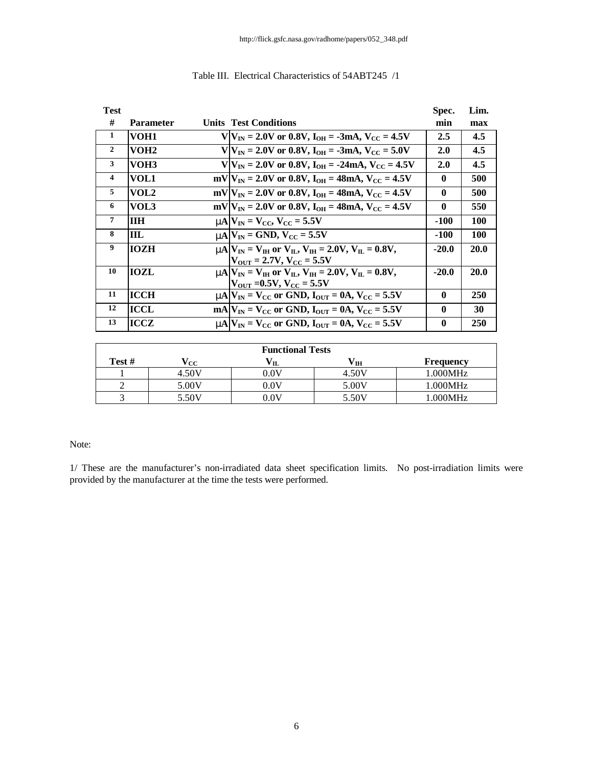http://flick.gsfc.nasa.gov/radhome/papers/052_348.pdf

Table III. Electrical Characteristics of 54ABT245 /1

| Test # | Parameter | Units | Test Conditions | Spec. min | Lim. max |
|---|---|---|---|---|---|
| 1 | VOH1 | V | $V_{IN}$ = 2.0V or 0.8V, $I_{OH}$ = -3mA, $V_{CC}$ = 4.5V | 2.5 | 4.5 |
| 2 | VOH2 | V | $V_{IN}$ = 2.0V or 0.8V, $I_{OH}$ = -3mA, $V_{CC}$ = 5.0V | 2.0 | 4.5 |
| 3 | VOH3 | V | $V_{IN}$ = 2.0V or 0.8V, $I_{OH}$ = -24mA, $V_{CC}$ = 4.5V | 2.0 | 4.5 |
| 4 | VOL1 | mV | $V_{IN}$ = 2.0V or 0.8V, $I_{OH}$ = 48mA, $V_{CC}$ = 4.5V | 0 | 500 |
| 5 | VOL2 | mV | $V_{IN}$ = 2.0V or 0.8V, $I_{OH}$ = 48mA, $V_{CC}$ = 4.5V | 0 | 500 |
| 6 | VOL3 | mV | $V_{IN}$ = 2.0V or 0.8V, $I_{OH}$ = 48mA, $V_{CC}$ = 4.5V | 0 | 550 |
| 7 | IIH | μA | $V_{IN}$ = $V_{CC}$, $V_{CC}$ = 5.5V | -100 | 100 |
| 8 | IIL | μA | $V_{IN}$ = GND, $V_{CC}$ = 5.5V | -100 | 100 |
| 9 | IOZH | μA | $V_{IN}$ = $V_{IH}$ or $V_{IL}$, $V_{IH}$ = 2.0V, $V_{IL}$ = 0.8V, $V_{OUT}$ = 2.7V, $V_{CC}$ = 5.5V | -20.0 | 20.0 |
| 10 | IOZL | μA | $V_{IN}$ = $V_{IH}$ or $V_{IL}$, $V_{IH}$ = 2.0V, $V_{IL}$ = 0.8V, $V_{OUT}$ =0.5V, $V_{CC}$ = 5.5V | -20.0 | 20.0 |
| 11 | ICCH | μA | $V_{IN}$ = $V_{CC}$ or GND, $I_{OUT}$ = 0A, $V_{CC}$ = 5.5V | 0 | 250 |
| 12 | ICCL | mA | $V_{IN}$ = $V_{CC}$ or GND, $I_{OUT}$ = 0A, $V_{CC}$ = 5.5V | 0 | 30 |
| 13 | ICCZ | μA | $V_{IN}$ = $V_{CC}$ or GND, $I_{OUT}$ = 0A, $V_{CC}$ = 5.5V | 0 | 250 |

| Functional Tests | | | | |
|---|---|---|---|---|
| Test # | $V_{CC}$ | $V_{IL}$ | $V_{IH}$ | Frequency |
| 1 | 4.50V | 0.0V | 4.50V | 1.000MHz |
| 2 | 5.00V | 0.0V | 5.00V | 1.000MHz |
| 3 | 5.50V | 0.0V | 5.50V | 1.000MHz |

Note:

1/ These are the manufacturer's non-irradiated data sheet specification limits. No post-irradiation limits were provided by the manufacturer at the time the tests were performed.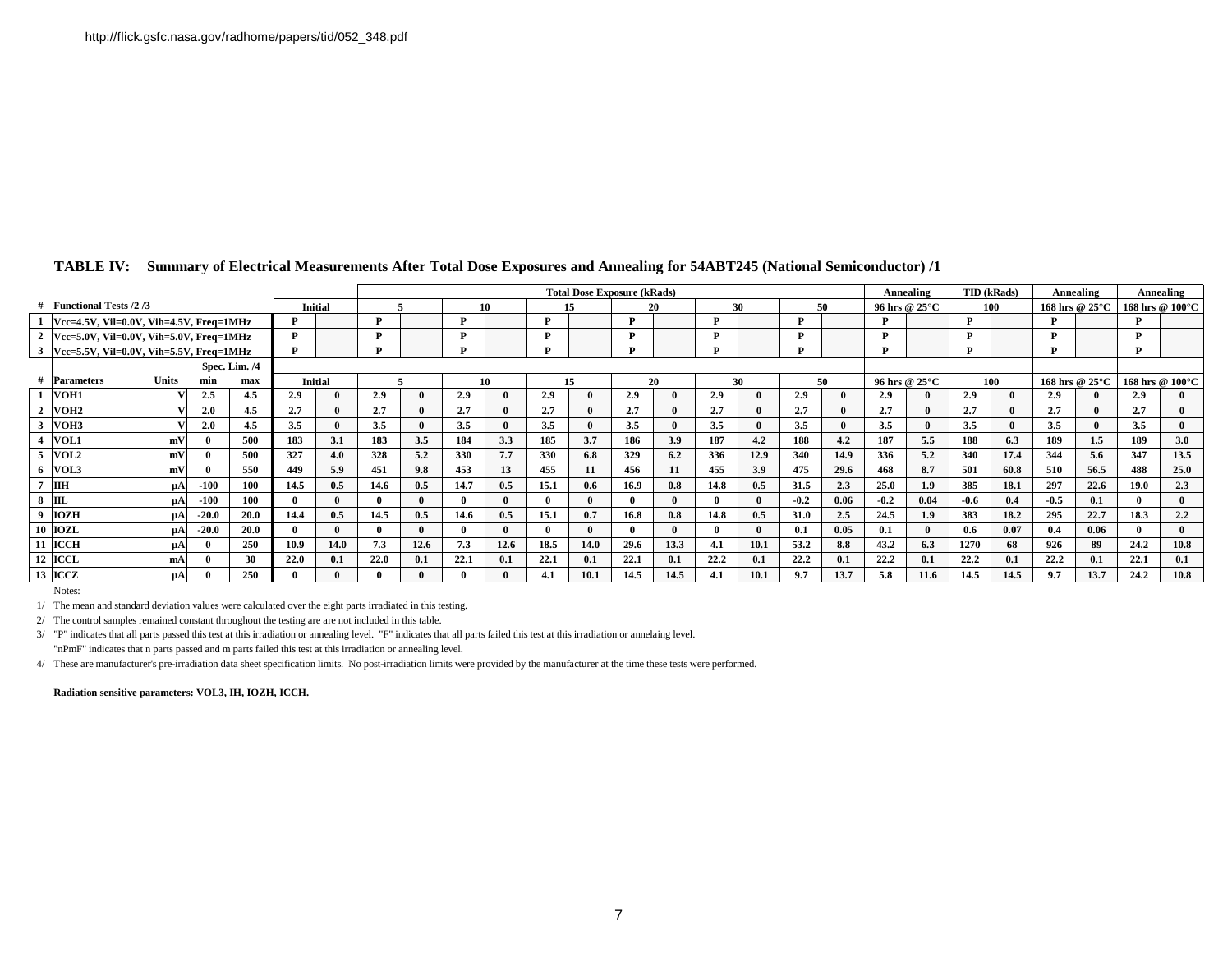http://flick.gsfc.nasa.gov/radhome/papers/tid/052_348.pdf

**TABLE IV: Summary of Electrical Measurements After Total Dose Exposures and Annealing for 54ABT245 (National Semiconductor) /1**

| # | Functional Tests /2 /3 | | | | Initial | | Total Dose Exposure (kRads) 5 | | 10 | | 15 | | 20 | | 30 | | 50 | | Annealing 96 hrs @ 25°C | | TID (kRads) 100 | | Annealing 168 hrs @ 25°C | | Annealing 168 hrs @ 100°C | |
|---|---|---|---|---|---|---|---|---|---|---|---|---|---|---|---|---|---|---|---|---|---|---|---|---|---|---|
| 1 | Vcc=4.5V, Vil=0.0V, Vih=4.5V, Freq=1MHz | | | | P | | P | | P | | P | | P | | P | | P | | P | | P | | P | | P | |
| 2 | Vcc=5.0V, Vil=0.0V, Vih=5.0V, Freq=1MHz | | | | P | | P | | P | | P | | P | | P | | P | | P | | P | | P | | P | |
| 3 | Vcc=5.5V, Vil=0.0V, Vih=5.5V, Freq=1MHz | | | | P | | P | | P | | P | | P | | P | | P | | P | | P | | P | | P | |
| | | | Spec. Lim. /4 | | | | | | | | | | | | | | | | | | | | | | | |
| # | Parameters | Units | min | max | Initial | | 5 | | 10 | | 15 | | 20 | | 30 | | 50 | | 96 hrs @ 25°C | | 100 | | 168 hrs @ 25°C | | 168 hrs @ 100°C | |
| 1 | VOH1 | V | 2.5 | 4.5 | 2.9 | 0 | 2.9 | 0 | 2.9 | 0 | 2.9 | 0 | 2.9 | 0 | 2.9 | 0 | 2.9 | 0 | 2.9 | 0 | 2.9 | 0 | 2.9 | 0 | 2.9 | 0 |
| 2 | VOH2 | V | 2.0 | 4.5 | 2.7 | 0 | 2.7 | 0 | 2.7 | 0 | 2.7 | 0 | 2.7 | 0 | 2.7 | 0 | 2.7 | 0 | 2.7 | 0 | 2.7 | 0 | 2.7 | 0 | 2.7 | 0 |
| 3 | VOH3 | V | 2.0 | 4.5 | 3.5 | 0 | 3.5 | 0 | 3.5 | 0 | 3.5 | 0 | 3.5 | 0 | 3.5 | 0 | 3.5 | 0 | 3.5 | 0 | 3.5 | 0 | 3.5 | 0 | 3.5 | 0 |
| 4 | VOL1 | mV | 0 | 500 | 183 | 3.1 | 183 | 3.5 | 184 | 3.3 | 185 | 3.7 | 186 | 3.9 | 187 | 4.2 | 188 | 4.2 | 187 | 5.5 | 188 | 6.3 | 189 | 1.5 | 189 | 3.0 |
| 5 | VOL2 | mV | 0 | 500 | 327 | 4.0 | 328 | 5.2 | 330 | 7.7 | 330 | 6.8 | 329 | 6.2 | 336 | 12.9 | 340 | 14.9 | 336 | 5.2 | 340 | 17.4 | 344 | 5.6 | 347 | 13.5 |
| 6 | VOL3 | mV | 0 | 550 | 449 | 5.9 | 451 | 9.8 | 453 | 13 | 455 | 11 | 456 | 11 | 455 | 3.9 | 475 | 29.6 | 468 | 8.7 | 501 | 60.8 | 510 | 56.5 | 488 | 25.0 |
| 7 | IIH | µA | -100 | 100 | 14.5 | 0.5 | 14.6 | 0.5 | 14.7 | 0.5 | 15.1 | 0.6 | 16.9 | 0.8 | 14.8 | 0.5 | 31.5 | 2.3 | 25.0 | 1.9 | 385 | 18.1 | 297 | 22.6 | 19.0 | 2.3 |
| 8 | IIL | µA | -100 | 100 | 0 | 0 | 0 | 0 | 0 | 0 | 0 | 0 | 0 | 0 | 0 | 0 | -0.2 | 0.06 | -0.2 | 0.04 | -0.6 | 0.4 | -0.5 | 0.1 | 0 | 0 |
| 9 | IOZH | µA | -20.0 | 20.0 | 14.4 | 0.5 | 14.5 | 0.5 | 14.6 | 0.5 | 15.1 | 0.7 | 16.8 | 0.8 | 14.8 | 0.5 | 31.0 | 2.5 | 24.5 | 1.9 | 383 | 18.2 | 295 | 22.7 | 18.3 | 2.2 |
| 10 | IOZL | µA | -20.0 | 20.0 | 0 | 0 | 0 | 0 | 0 | 0 | 0 | 0 | 0 | 0 | 0 | 0 | 0.1 | 0.05 | 0.1 | 0 | 0.6 | 0.07 | 0.4 | 0.06 | 0 | 0 |
| 11 | ICCH | µA | 0 | 250 | 10.9 | 14.0 | 7.3 | 12.6 | 7.3 | 12.6 | 18.5 | 14.0 | 29.6 | 13.3 | 4.1 | 10.1 | 53.2 | 8.8 | 43.2 | 6.3 | 1270 | 68 | 926 | 89 | 24.2 | 10.8 |
| 12 | ICCL | mA | 0 | 30 | 22.0 | 0.1 | 22.0 | 0.1 | 22.1 | 0.1 | 22.1 | 0.1 | 22.1 | 0.1 | 22.2 | 0.1 | 22.2 | 0.1 | 22.2 | 0.1 | 22.2 | 0.1 | 22.2 | 0.1 | 22.1 | 0.1 |
| 13 | ICCZ | µA | 0 | 250 | 0 | 0 | 0 | 0 | 0 | 0 | 4.1 | 10.1 | 14.5 | 14.5 | 4.1 | 10.1 | 9.7 | 13.7 | 5.8 | 11.6 | 14.5 | 14.5 | 9.7 | 13.7 | 24.2 | 10.8 |

Notes:

1/ The mean and standard deviation values were calculated over the eight parts irradiated in this testing.

2/ The control samples remained constant throughout the testing are are not included in this table.

3/ "P" indicates that all parts passed this test at this irradiation or annealing level. "F" indicates that all parts failed this test at this irradiation or annelaing level.
"nPmF" indicates that n parts passed and m parts failed this test at this irradiation or annealing level.

4/ These are manufacturer's pre-irradiation data sheet specification limits. No post-irradiation limits were provided by the manufacturer at the time these tests were performed.

**Radiation sensitive parameters: VOL3, IH, IOZH, ICCH.**